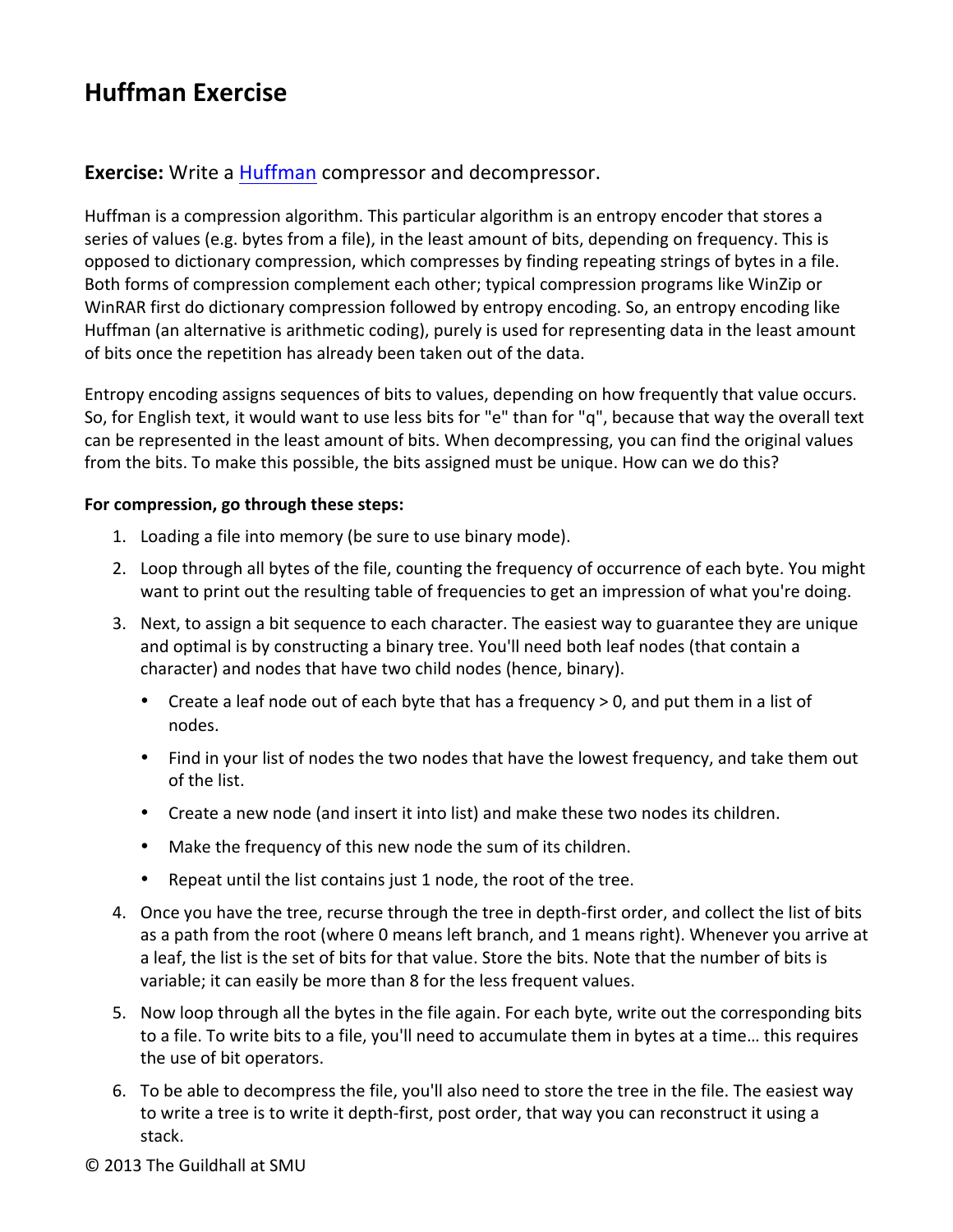# Huffman Exercise

**Exercise:** Write a [Huffman](Huffman) compressor and decompressor.

Huffman is a compression algorithm. This particular algorithm is an entropy encoder that stores a series of values (e.g. bytes from a file), in the least amount of bits, depending on frequency. This is opposed to dictionary compression, which compresses by finding repeating strings of bytes in a file. Both forms of compression complement each other; typical compression programs like WinZip or WinRAR first do dictionary compression followed by entropy encoding. So, an entropy encoding like Huffman (an alternative is arithmetic coding), purely is used for representing data in the least amount of bits once the repetition has already been taken out of the data.

Entropy encoding assigns sequences of bits to values, depending on how frequently that value occurs. So, for English text, it would want to use less bits for "e" than for "q", because that way the overall text can be represented in the least amount of bits. When decompressing, you can find the original values from the bits. To make this possible, the bits assigned must be unique. How can we do this?

**For compression, go through these steps:**

1. Loading a file into memory (be sure to use binary mode).
2. Loop through all bytes of the file, counting the frequency of occurrence of each byte. You might want to print out the resulting table of frequencies to get an impression of what you're doing.
3. Next, to assign a bit sequence to each character. The easiest way to guarantee they are unique and optimal is by constructing a binary tree. You'll need both leaf nodes (that contain a character) and nodes that have two child nodes (hence, binary).
    - Create a leaf node out of each byte that has a frequency > 0, and put them in a list of nodes.
    - Find in your list of nodes the two nodes that have the lowest frequency, and take them out of the list.
    - Create a new node (and insert it into list) and make these two nodes its children.
    - Make the frequency of this new node the sum of its children.
    - Repeat until the list contains just 1 node, the root of the tree.
4. Once you have the tree, recurse through the tree in depth-first order, and collect the list of bits as a path from the root (where 0 means left branch, and 1 means right). Whenever you arrive at a leaf, the list is the set of bits for that value. Store the bits. Note that the number of bits is variable; it can easily be more than 8 for the less frequent values.
5. Now loop through all the bytes in the file again. For each byte, write out the corresponding bits to a file. To write bits to a file, you'll need to accumulate them in bytes at a time… this requires the use of bit operators.
6. To be able to decompress the file, you'll also need to store the tree in the file. The easiest way to write a tree is to write it depth-first, post order, that way you can reconstruct it using a stack.

© 2013 The Guildhall at SMU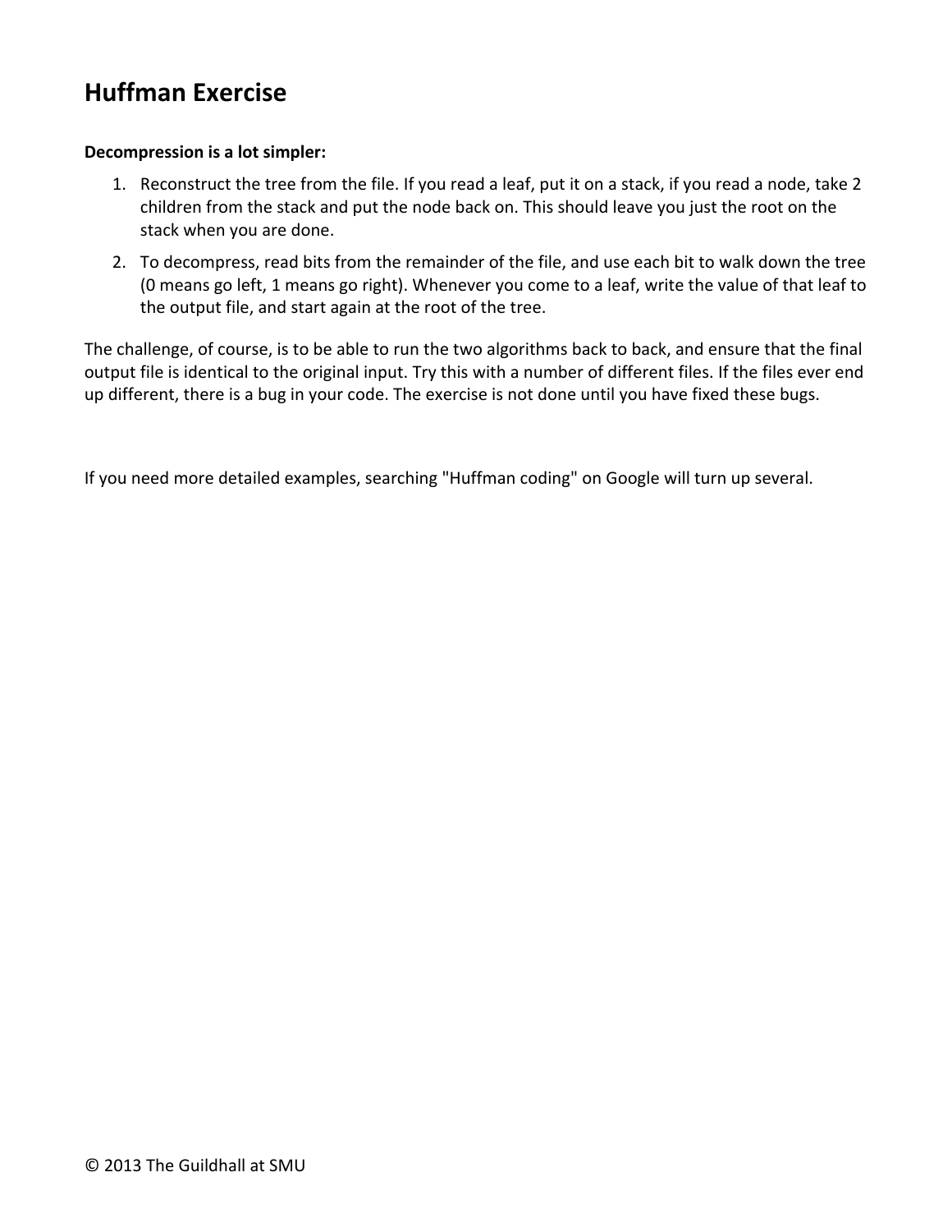# Huffman Exercise

**Decompression is a lot simpler:**

1. Reconstruct the tree from the file. If you read a leaf, put it on a stack, if you read a node, take 2 children from the stack and put the node back on. This should leave you just the root on the stack when you are done.
2. To decompress, read bits from the remainder of the file, and use each bit to walk down the tree (0 means go left, 1 means go right). Whenever you come to a leaf, write the value of that leaf to the output file, and start again at the root of the tree.

The challenge, of course, is to be able to run the two algorithms back to back, and ensure that the final output file is identical to the original input. Try this with a number of different files. If the files ever end up different, there is a bug in your code. The exercise is not done until you have fixed these bugs.

If you need more detailed examples, searching "Huffman coding" on Google will turn up several.

© 2013 The Guildhall at SMU